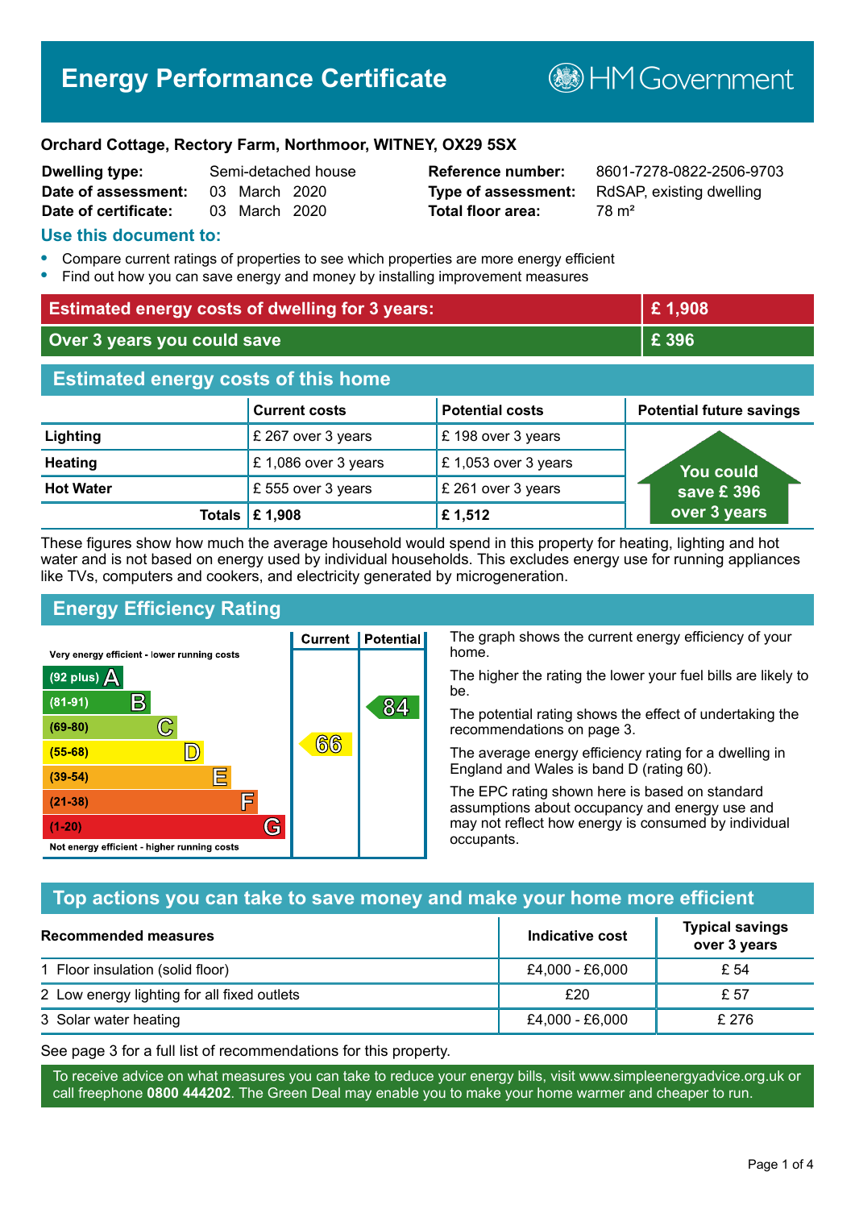# Energy Performance Certificate

HM Government

**Orchard Cottage, Rectory Farm, Northmoor, WITNEY, OX29 5SX**

| | | | |
|---|---|---|---|
| **Dwelling type:** | Semi-detached house | **Reference number:** | 8601-7278-0822-2506-9703 |
| **Date of assessment:** | 03 March 2020 | **Type of assessment:** | RdSAP, existing dwelling |
| **Date of certificate:** | 03 March 2020 | **Total floor area:** | 78 m² |

## Use this document to:

- Compare current ratings of properties to see which properties are more energy efficient
- Find out how you can save energy and money by installing improvement measures

| | |
|---|---|
| **Estimated energy costs of dwelling for 3 years:** | **£ 1,908** |
| **Over 3 years you could save** | **£ 396** |

## Estimated energy costs of this home

| | Current costs | Potential costs | Potential future savings |
|---|---|---|---|
| **Lighting** | £ 267 over 3 years | £ 198 over 3 years | You could save £ 396 over 3 years |
| **Heating** | £ 1,086 over 3 years | £ 1,053 over 3 years | |
| **Hot Water** | £ 555 over 3 years | £ 261 over 3 years | |
| **Totals** | **£ 1,908** | **£ 1,512** | |

These figures show how much the average household would spend in this property for heating, lighting and hot water and is not based on energy used by individual households. This excludes energy use for running appliances like TVs, computers and cookers, and electricity generated by microgeneration.

## Energy Efficiency Rating

| Rating | Current | Potential |
|---|---|---|
| Very energy efficient - lower running costs | | |
| (92 plus) A | | |
| (81-91) B | | 84 |
| (69-80) C | | |
| (55-68) D | 66 | |
| (39-54) E | | |
| (21-38) F | | |
| (1-20) G | | |
| Not energy efficient - higher running costs | | |

The graph shows the current energy efficiency of your home.

The higher the rating the lower your fuel bills are likely to be.

The potential rating shows the effect of undertaking the recommendations on page 3.

The average energy efficiency rating for a dwelling in England and Wales is band D (rating 60).

The EPC rating shown here is based on standard assumptions about occupancy and energy use and may not reflect how energy is consumed by individual occupants.

## Top actions you can take to save money and make your home more efficient

| Recommended measures | Indicative cost | Typical savings over 3 years |
|---|---|---|
| 1 Floor insulation (solid floor) | £4,000 - £6,000 | £ 54 |
| 2 Low energy lighting for all fixed outlets | £20 | £ 57 |
| 3 Solar water heating | £4,000 - £6,000 | £ 276 |

See page 3 for a full list of recommendations for this property.

To receive advice on what measures you can take to reduce your energy bills, visit www.simpleenergyadvice.org.uk or call freephone **0800 444202**. The Green Deal may enable you to make your home warmer and cheaper to run.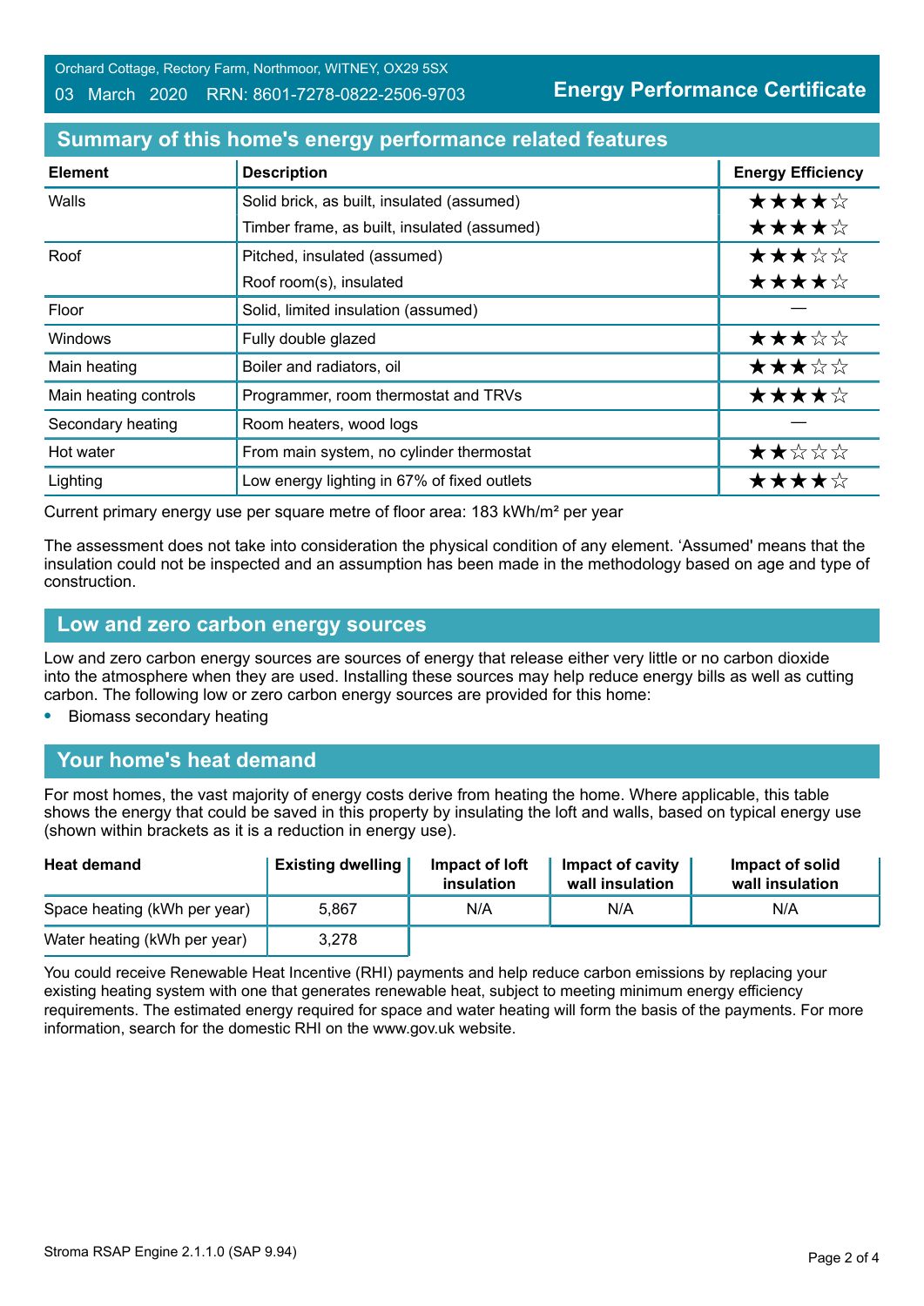Orchard Cottage, Rectory Farm, Northmoor, WITNEY, OX29 5SX

03 March 2020 RRN: 8601-7278-0822-2506-9703

**Energy Performance Certificate**

## Summary of this home's energy performance related features

| Element | Description | Energy Efficiency |
|---|---|---|
| Walls | Solid brick, as built, insulated (assumed) | ★★★★☆ |
| | Timber frame, as built, insulated (assumed) | ★★★★☆ |
| Roof | Pitched, insulated (assumed) | ★★★☆☆ |
| | Roof room(s), insulated | ★★★★☆ |
| Floor | Solid, limited insulation (assumed) | — |
| Windows | Fully double glazed | ★★★☆☆ |
| Main heating | Boiler and radiators, oil | ★★★☆☆ |
| Main heating controls | Programmer, room thermostat and TRVs | ★★★★☆ |
| Secondary heating | Room heaters, wood logs | — |
| Hot water | From main system, no cylinder thermostat | ★★☆☆☆ |
| Lighting | Low energy lighting in 67% of fixed outlets | ★★★★☆ |

Current primary energy use per square metre of floor area: 183 kWh/m² per year

The assessment does not take into consideration the physical condition of any element. 'Assumed' means that the insulation could not be inspected and an assumption has been made in the methodology based on age and type of construction.

## Low and zero carbon energy sources

Low and zero carbon energy sources are sources of energy that release either very little or no carbon dioxide into the atmosphere when they are used. Installing these sources may help reduce energy bills as well as cutting carbon. The following low or zero carbon energy sources are provided for this home:

- Biomass secondary heating

## Your home's heat demand

For most homes, the vast majority of energy costs derive from heating the home. Where applicable, this table shows the energy that could be saved in this property by insulating the loft and walls, based on typical energy use (shown within brackets as it is a reduction in energy use).

| Heat demand | Existing dwelling | Impact of loft insulation | Impact of cavity wall insulation | Impact of solid wall insulation |
|---|---|---|---|---|
| Space heating (kWh per year) | 5,867 | N/A | N/A | N/A |
| Water heating (kWh per year) | 3,278 | | | |

You could receive Renewable Heat Incentive (RHI) payments and help reduce carbon emissions by replacing your existing heating system with one that generates renewable heat, subject to meeting minimum energy efficiency requirements. The estimated energy required for space and water heating will form the basis of the payments. For more information, search for the domestic RHI on the www.gov.uk website.

Stroma RSAP Engine 2.1.1.0 (SAP 9.94)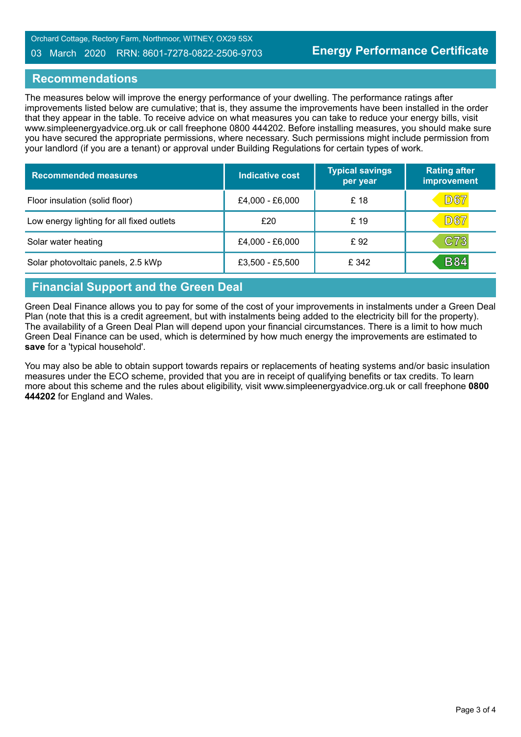## Recommendations

The measures below will improve the energy performance of your dwelling. The performance ratings after improvements listed below are cumulative; that is, they assume the improvements have been installed in the order that they appear in the table. To receive advice on what measures you can take to reduce your energy bills, visit www.simpleenergyadvice.org.uk or call freephone 0800 444202. Before installing measures, you should make sure you have secured the appropriate permissions, where necessary. Such permissions might include permission from your landlord (if you are a tenant) or approval under Building Regulations for certain types of work.

| Recommended measures | Indicative cost | Typical savings per year | Rating after improvement |
| --- | --- | --- | --- |
| Floor insulation (solid floor) | £4,000 - £6,000 | £ 18 | D67 |
| Low energy lighting for all fixed outlets | £20 | £ 19 | D67 |
| Solar water heating | £4,000 - £6,000 | £ 92 | C73 |
| Solar photovoltaic panels, 2.5 kWp | £3,500 - £5,500 | £ 342 | B84 |

## Financial Support and the Green Deal

Green Deal Finance allows you to pay for some of the cost of your improvements in instalments under a Green Deal Plan (note that this is a credit agreement, but with instalments being added to the electricity bill for the property). The availability of a Green Deal Plan will depend upon your financial circumstances. There is a limit to how much Green Deal Finance can be used, which is determined by how much energy the improvements are estimated to **save** for a 'typical household'.

You may also be able to obtain support towards repairs or replacements of heating systems and/or basic insulation measures under the ECO scheme, provided that you are in receipt of qualifying benefits or tax credits. To learn more about this scheme and the rules about eligibility, visit www.simpleenergyadvice.org.uk or call freephone **0800 444202** for England and Wales.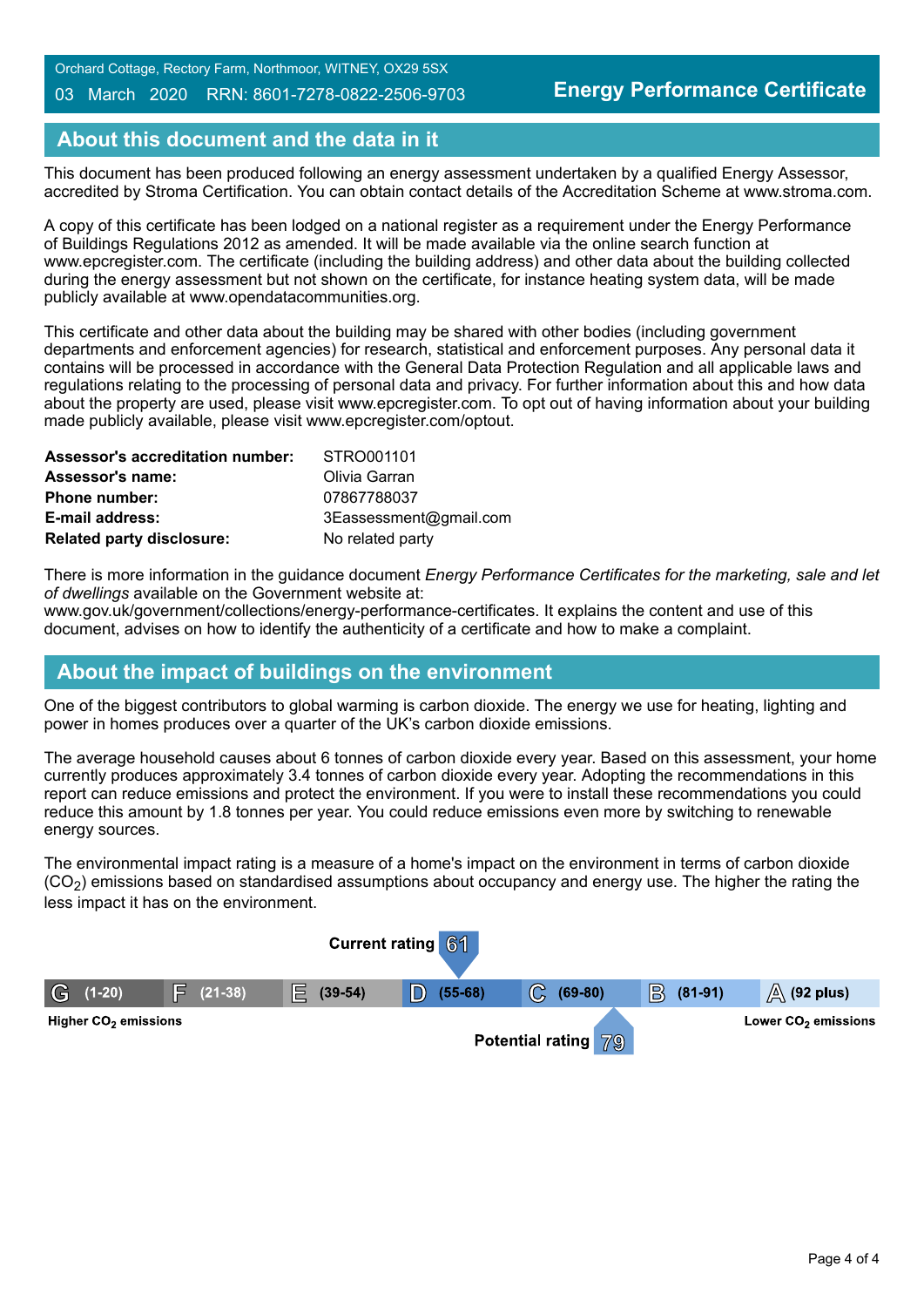Orchard Cottage, Rectory Farm, Northmoor, WITNEY, OX29 5SX

03 March 2020 RRN: 8601-7278-0822-2506-9703

**Energy Performance Certificate**

## About this document and the data in it

This document has been produced following an energy assessment undertaken by a qualified Energy Assessor, accredited by Stroma Certification. You can obtain contact details of the Accreditation Scheme at www.stroma.com.

A copy of this certificate has been lodged on a national register as a requirement under the Energy Performance of Buildings Regulations 2012 as amended. It will be made available via the online search function at www.epcregister.com. The certificate (including the building address) and other data about the building collected during the energy assessment but not shown on the certificate, for instance heating system data, will be made publicly available at www.opendatacommunities.org.

This certificate and other data about the building may be shared with other bodies (including government departments and enforcement agencies) for research, statistical and enforcement purposes. Any personal data it contains will be processed in accordance with the General Data Protection Regulation and all applicable laws and regulations relating to the processing of personal data and privacy. For further information about this and how data about the property are used, please visit www.epcregister.com. To opt out of having information about your building made publicly available, please visit www.epcregister.com/optout.

| | |
|---|---|
| **Assessor's accreditation number:** | STRO001101 |
| **Assessor's name:** | Olivia Garran |
| **Phone number:** | 07867788037 |
| **E-mail address:** | 3Eassessment@gmail.com |
| **Related party disclosure:** | No related party |

There is more information in the guidance document *Energy Performance Certificates for the marketing, sale and let of dwellings* available on the Government website at: www.gov.uk/government/collections/energy-performance-certificates. It explains the content and use of this document, advises on how to identify the authenticity of a certificate and how to make a complaint.

## About the impact of buildings on the environment

One of the biggest contributors to global warming is carbon dioxide. The energy we use for heating, lighting and power in homes produces over a quarter of the UK's carbon dioxide emissions.

The average household causes about 6 tonnes of carbon dioxide every year. Based on this assessment, your home currently produces approximately 3.4 tonnes of carbon dioxide every year. Adopting the recommendations in this report can reduce emissions and protect the environment. If you were to install these recommendations you could reduce this amount by 1.8 tonnes per year. You could reduce emissions even more by switching to renewable energy sources.

The environmental impact rating is a measure of a home's impact on the environment in terms of carbon dioxide ($CO_2$) emissions based on standardised assumptions about occupancy and energy use. The higher the rating the less impact it has on the environment.

Current rating 61

G (1-20) F (21-38) E (39-54) D (55-68) C (69-80) B (81-91) A (92 plus)

Higher $CO_2$ emissions

Lower $CO_2$ emissions

Potential rating 79